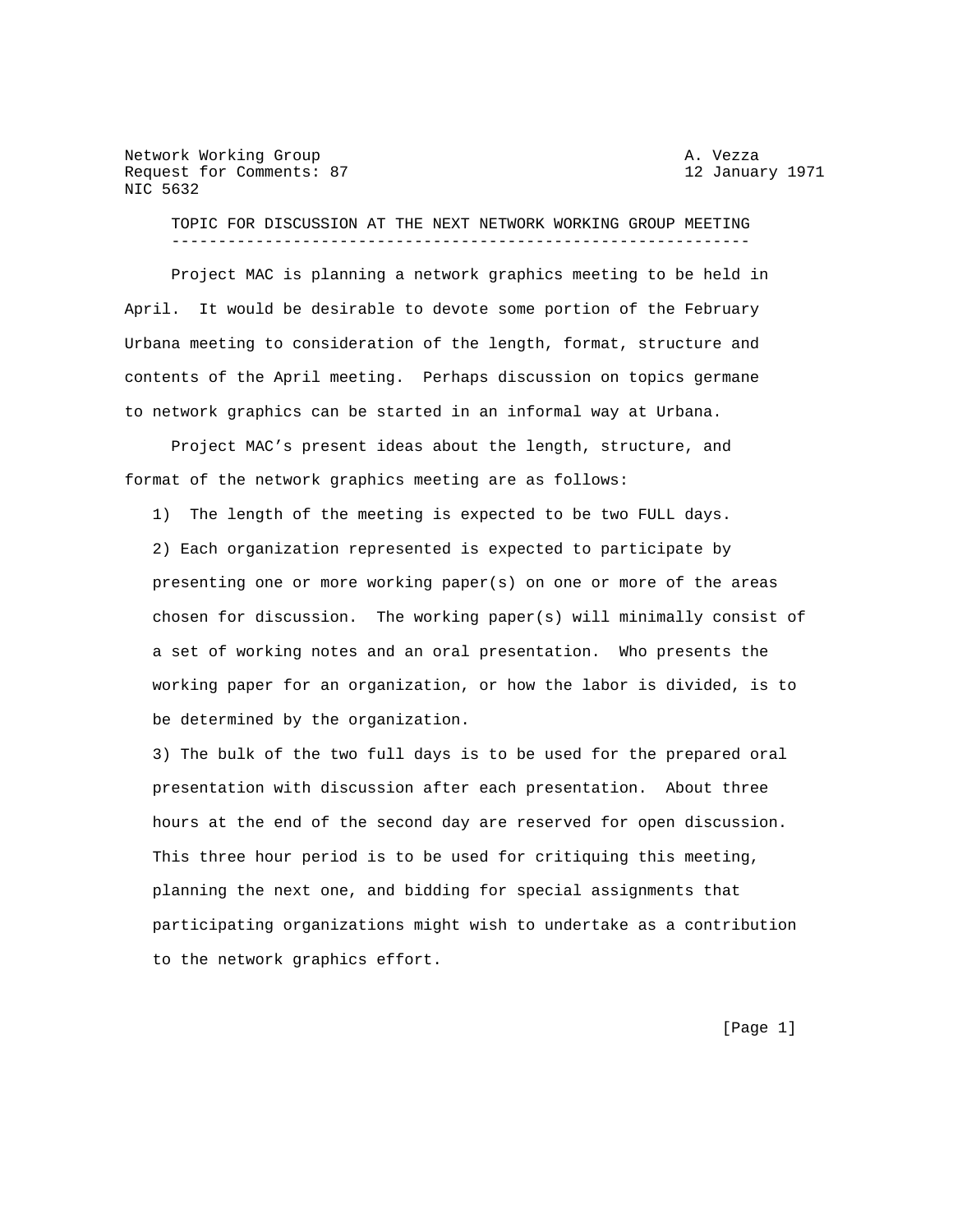Network Working Group A. Vezza
Request for Comments: 87 12 January 1971
NIC 5632

## TOPIC FOR DISCUSSION AT THE NEXT NETWORK WORKING GROUP MEETING

Project MAC is planning a network graphics meeting to be held in April. It would be desirable to devote some portion of the February Urbana meeting to consideration of the length, format, structure and contents of the April meeting. Perhaps discussion on topics germane to network graphics can be started in an informal way at Urbana.

Project MAC's present ideas about the length, structure, and format of the network graphics meeting are as follows:

1) The length of the meeting is expected to be two FULL days.

2) Each organization represented is expected to participate by presenting one or more working paper(s) on one or more of the areas chosen for discussion. The working paper(s) will minimally consist of a set of working notes and an oral presentation. Who presents the working paper for an organization, or how the labor is divided, is to be determined by the organization.

3) The bulk of the two full days is to be used for the prepared oral presentation with discussion after each presentation. About three hours at the end of the second day are reserved for open discussion. This three hour period is to be used for critiquing this meeting, planning the next one, and bidding for special assignments that participating organizations might wish to undertake as a contribution to the network graphics effort.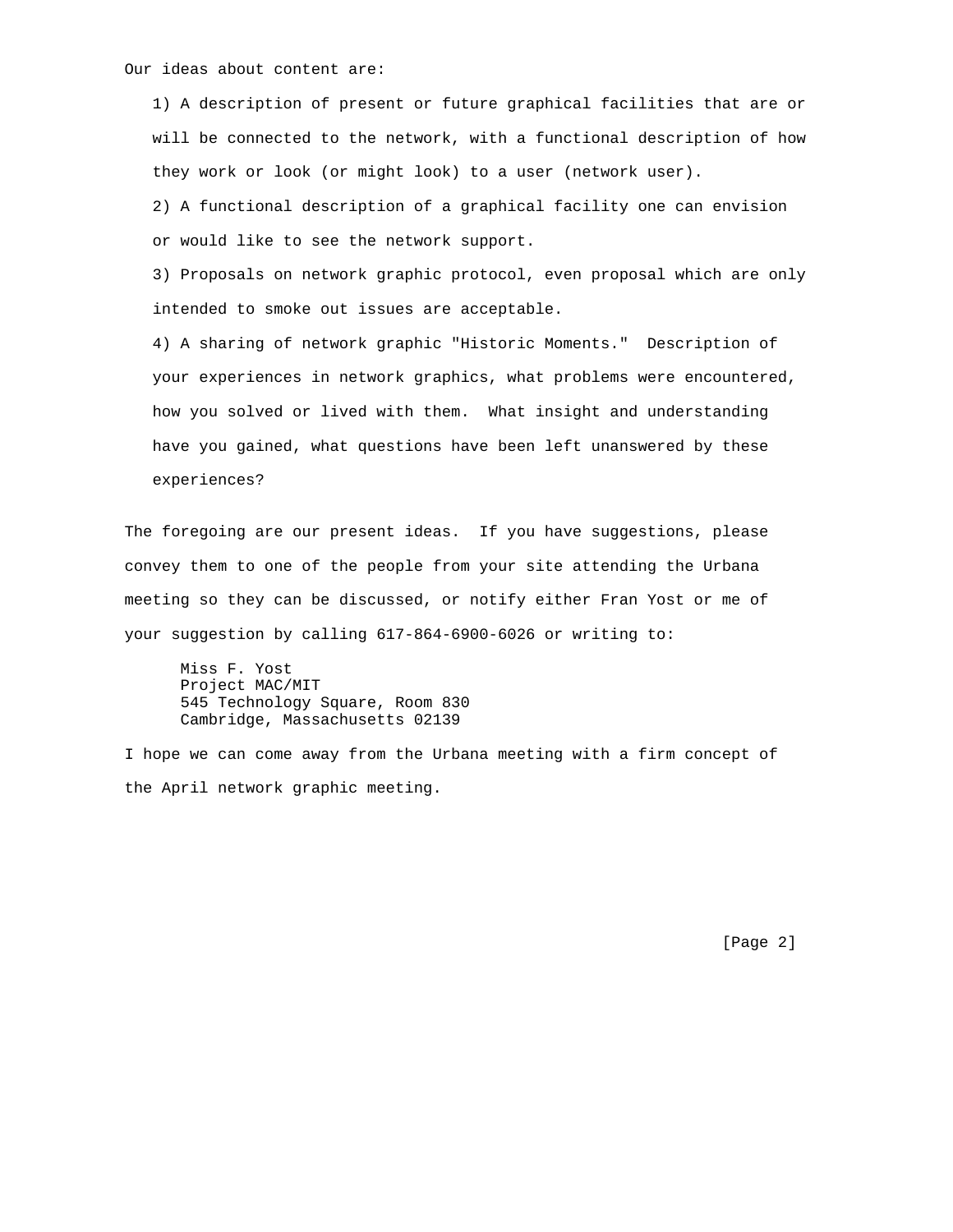Our ideas about content are:

1) A description of present or future graphical facilities that are or will be connected to the network, with a functional description of how they work or look (or might look) to a user (network user).

2) A functional description of a graphical facility one can envision or would like to see the network support.

3) Proposals on network graphic protocol, even proposal which are only intended to smoke out issues are acceptable.

4) A sharing of network graphic "Historic Moments." Description of your experiences in network graphics, what problems were encountered, how you solved or lived with them. What insight and understanding have you gained, what questions have been left unanswered by these experiences?

The foregoing are our present ideas. If you have suggestions, please convey them to one of the people from your site attending the Urbana meeting so they can be discussed, or notify either Fran Yost or me of your suggestion by calling 617-864-6900-6026 or writing to:

```
Miss F. Yost
Project MAC/MIT
545 Technology Square, Room 830
Cambridge, Massachusetts 02139
```

I hope we can come away from the Urbana meeting with a firm concept of the April network graphic meeting.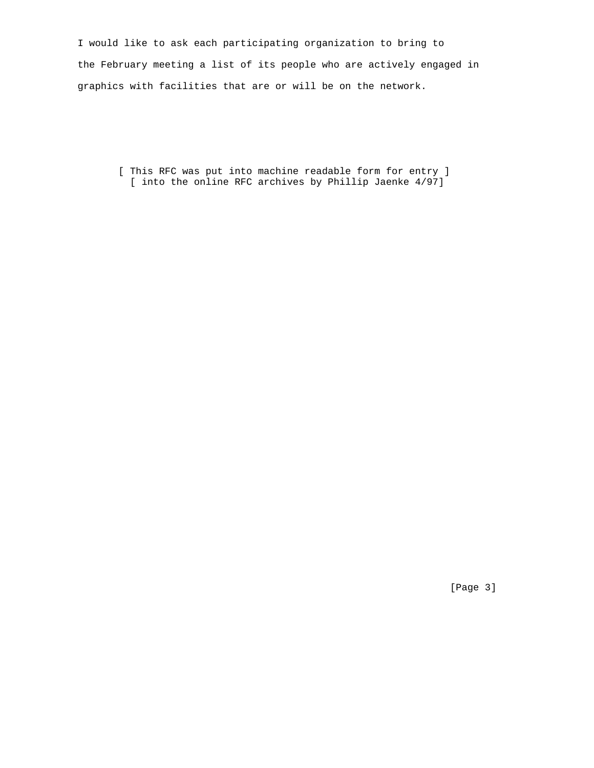I would like to ask each participating organization to bring to the February meeting a list of its people who are actively engaged in graphics with facilities that are or will be on the network.

[ This RFC was put into machine readable form for entry ]
[ into the online RFC archives by Phillip Jaenke 4/97]